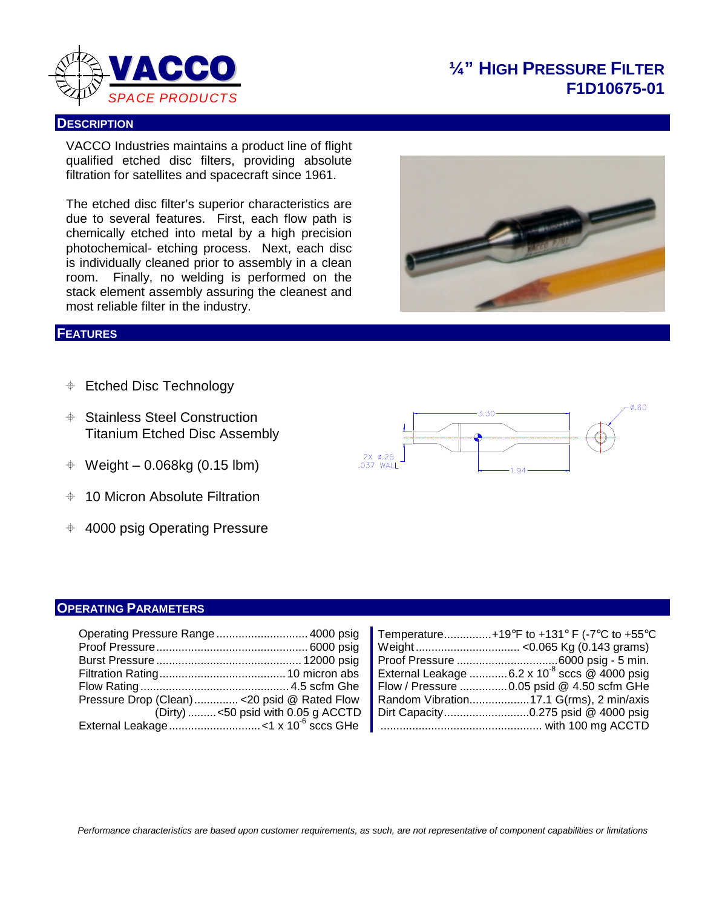VACCO
*SPACE PRODUCTS*

# ¼" HIGH PRESSURE FILTER
# F1D10675-01

## DESCRIPTION

VACCO Industries maintains a product line of flight qualified etched disc filters, providing absolute filtration for satellites and spacecraft since 1961.

The etched disc filter's superior characteristics are due to several features. First, each flow path is chemically etched into metal by a high precision photochemical- etching process. Next, each disc is individually cleaned prior to assembly in a clean room. Finally, no welding is performed on the stack element assembly assuring the cleanest and most reliable filter in the industry.

## FEATURES

- Etched Disc Technology
- Stainless Steel Construction
  Titanium Etched Disc Assembly
- Weight – 0.068kg (0.15 lbm)
- 10 Micron Absolute Filtration
- 4000 psig Operating Pressure

3.30
ø.60
2X ø.25
.037 WALL
1.94

## OPERATING PARAMETERS

| | |
|---|---|
| Operating Pressure Range | 4000 psig |
| Proof Pressure | 6000 psig |
| Burst Pressure | 12000 psig |
| Filtration Rating | 10 micron abs |
| Flow Rating | 4.5 scfm Ghe |
| Pressure Drop (Clean) | <20 psid @ Rated Flow |
| (Dirty) | <50 psid with 0.05 g ACCTD |
| External Leakage | <1 x $10^{-6}$ sccs GHe |

| | |
|---|---|
| Temperature | +19°F to +131° F (-7°C to +55°C |
| Weight | <0.065 Kg (0.143 grams) |
| Proof Pressure | 6000 psig - 5 min. |
| External Leakage | 6.2 x $10^{-8}$ sccs @ 4000 psig |
| Flow / Pressure | 0.05 psid @ 4.50 scfm GHe |
| Random Vibration | 17.1 G(rms), 2 min/axis |
| Dirt Capacity | 0.275 psid @ 4000 psig with 100 mg ACCTD |

*Performance characteristics are based upon customer requirements, as such, are not representative of component capabilities or limitations*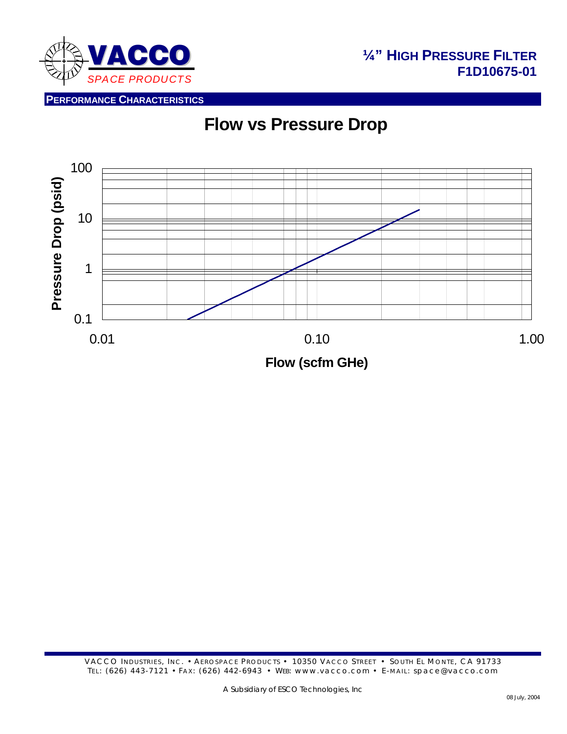# ¼" High Pressure Filter F1D10675-01

## Performance Characteristics

### Flow vs Pressure Drop

Pressure Drop (psid)

100

10

1

0.1

0.01

0.10

1.00

Flow (scfm GHe)

VACCO Industries, Inc. • Aerospace Products • 10350 Vacco Street • South El Monte, CA 91733
Tel: (626) 443-7121 • Fax: (626) 442-6943 • Web: www.vacco.com • E-mail: space@vacco.com

A Subsidiary of ESCO Technologies, Inc

08 July, 2004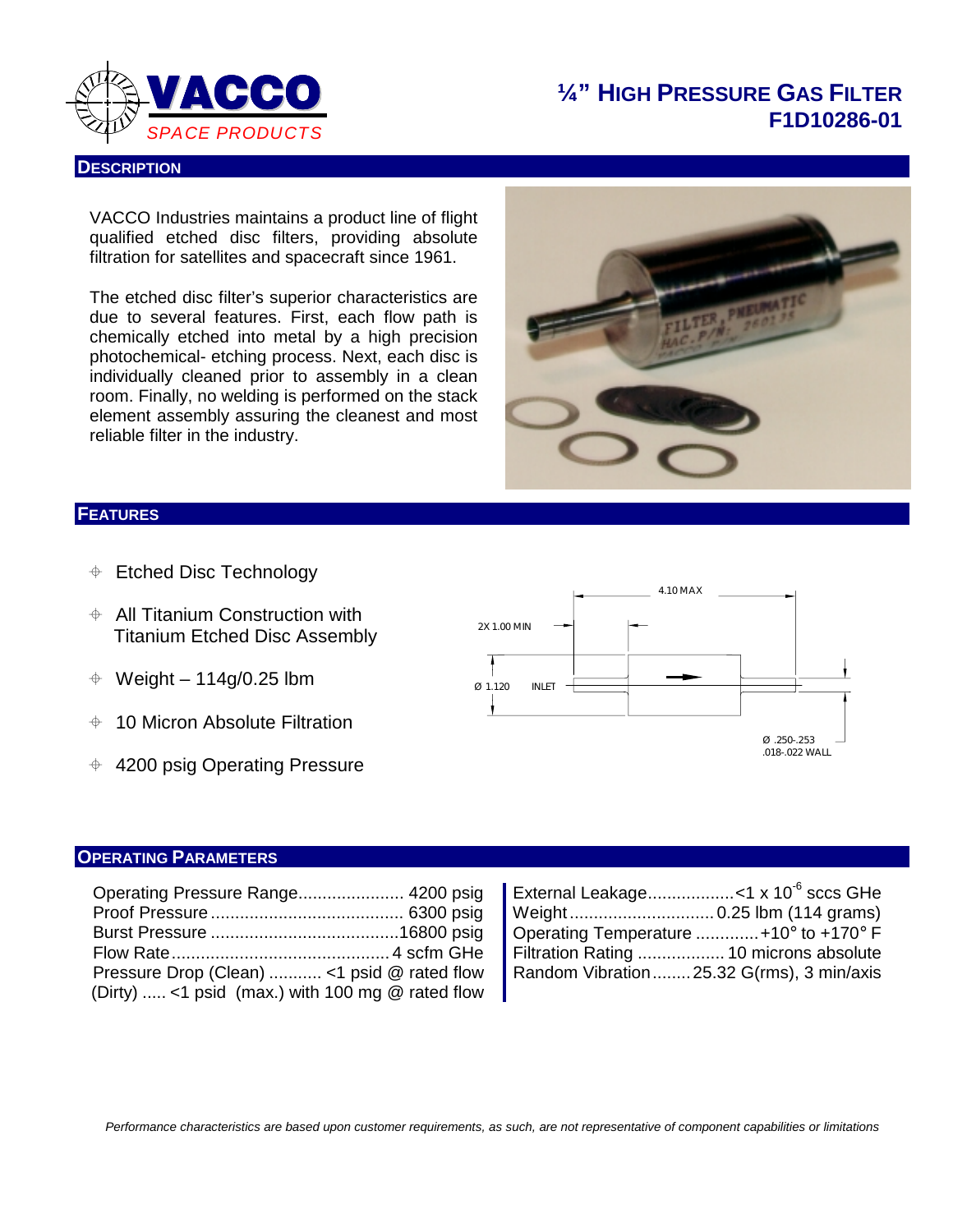# ¼" HIGH PRESSURE GAS FILTER F1D10286-01

VACCO SPACE PRODUCTS

## DESCRIPTION

VACCO Industries maintains a product line of flight qualified etched disc filters, providing absolute filtration for satellites and spacecraft since 1961.

The etched disc filter's superior characteristics are due to several features. First, each flow path is chemically etched into metal by a high precision photochemical- etching process. Next, each disc is individually cleaned prior to assembly in a clean room. Finally, no welding is performed on the stack element assembly assuring the cleanest and most reliable filter in the industry.

## FEATURES

- Etched Disc Technology
- All Titanium Construction with Titanium Etched Disc Assembly
- Weight – 114g/0.25 lbm
- 10 Micron Absolute Filtration
- 4200 psig Operating Pressure

4.10 MAX
2X 1.00 MIN
Ø 1.120
INLET
Ø .250-.253
.018-.022 WALL

## OPERATING PARAMETERS

| | |
|---|---|
| Operating Pressure Range | 4200 psig |
| Proof Pressure | 6300 psig |
| Burst Pressure | 16800 psig |
| Flow Rate | 4 scfm GHe |
| Pressure Drop (Clean) | <1 psid @ rated flow |
| (Dirty) | <1 psid (max.) with 100 mg @ rated flow |
| External Leakage | $<1 \times 10^{-6}$ sccs GHe |
| Weight | 0.25 lbm (114 grams) |
| Operating Temperature | +10° to +170° F |
| Filtration Rating | 10 microns absolute |
| Random Vibration | 25.32 G(rms), 3 min/axis |

*Performance characteristics are based upon customer requirements, as such, are not representative of component capabilities or limitations*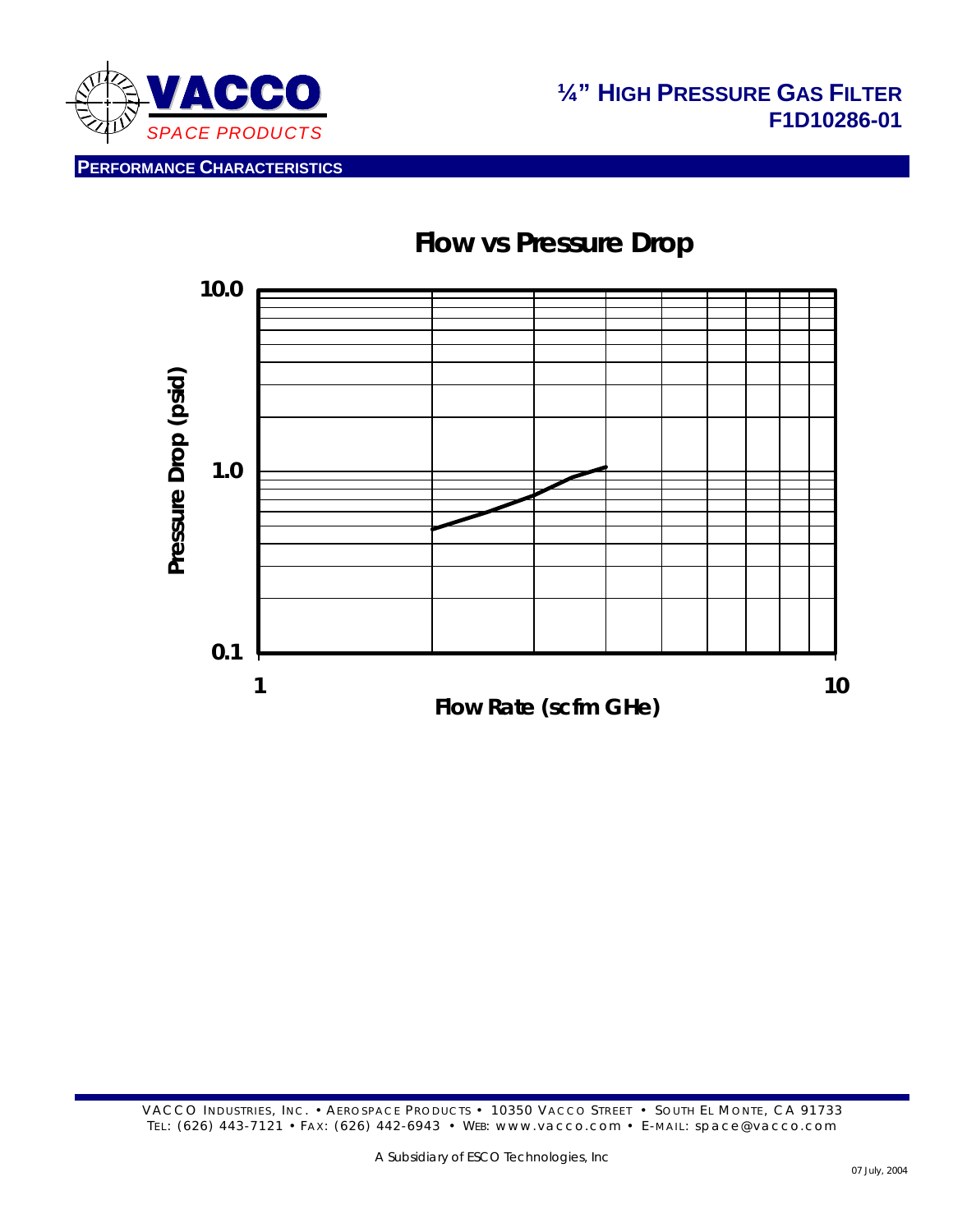# ¼" HIGH PRESSURE GAS FILTER

**F1D10286-01**

## PERFORMANCE CHARACTERISTICS

**Flow vs Pressure Drop**

Pressure Drop (psid)

10.0

1.0

0.1

1

10

Flow Rate (scfm GHe)

VACCO INDUSTRIES, INC. • AEROSPACE PRODUCTS • 10350 VACCO STREET • SOUTH EL MONTE, CA 91733
TEL: (626) 443-7121 • FAX: (626) 442-6943 • WEB: www.vacco.com • E-MAIL: space@vacco.com

A Subsidiary of ESCO Technologies, Inc

07 July, 2004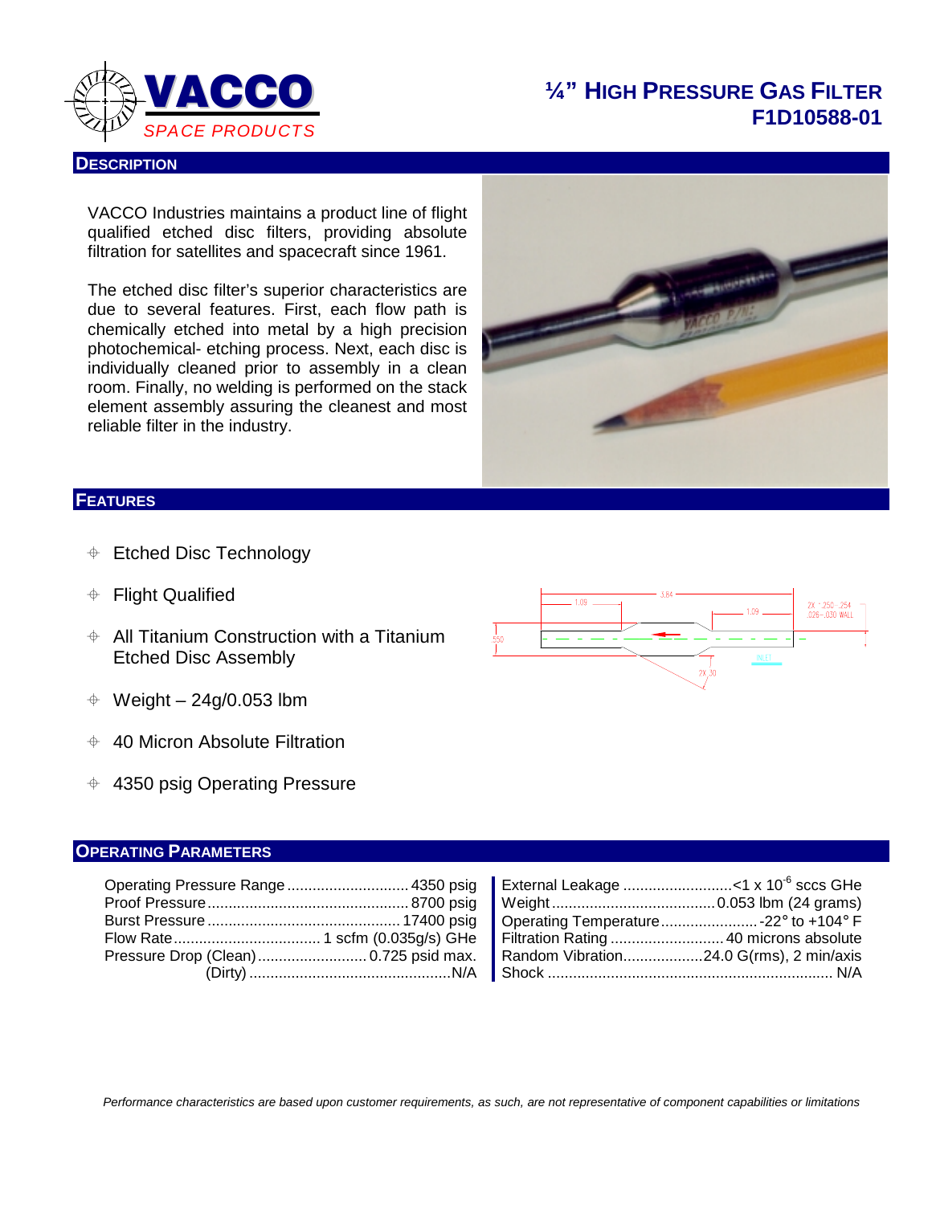# ¼" HIGH PRESSURE GAS FILTER
# F1D10588-01

VACCO SPACE PRODUCTS

## DESCRIPTION

VACCO Industries maintains a product line of flight qualified etched disc filters, providing absolute filtration for satellites and spacecraft since 1961.

The etched disc filter's superior characteristics are due to several features. First, each flow path is chemically etched into metal by a high precision photochemical- etching process. Next, each disc is individually cleaned prior to assembly in a clean room. Finally, no welding is performed on the stack element assembly assuring the cleanest and most reliable filter in the industry.

## FEATURES

- Etched Disc Technology
- Flight Qualified
- All Titanium Construction with a Titanium Etched Disc Assembly
- Weight – 24g/0.053 lbm
- 40 Micron Absolute Filtration
- 4350 psig Operating Pressure

3.84
1.09
1.09
2X .250-.254
.028-.030 WALL
.550
INLET
2X 30

## OPERATING PARAMETERS

| | | | |
|---|---|---|---|
| Operating Pressure Range | 4350 psig | External Leakage | <1 x $10^{-6}$ sccs GHe |
| Proof Pressure | 8700 psig | Weight | 0.053 lbm (24 grams) |
| Burst Pressure | 17400 psig | Operating Temperature | -22° to +104° F |
| Flow Rate | 1 scfm (0.035g/s) GHe | Filtration Rating | 40 microns absolute |
| Pressure Drop (Clean) | 0.725 psid max. | Random Vibration | 24.0 G(rms), 2 min/axis |
| (Dirty) | N/A | Shock | N/A |

*Performance characteristics are based upon customer requirements, as such, are not representative of component capabilities or limitations*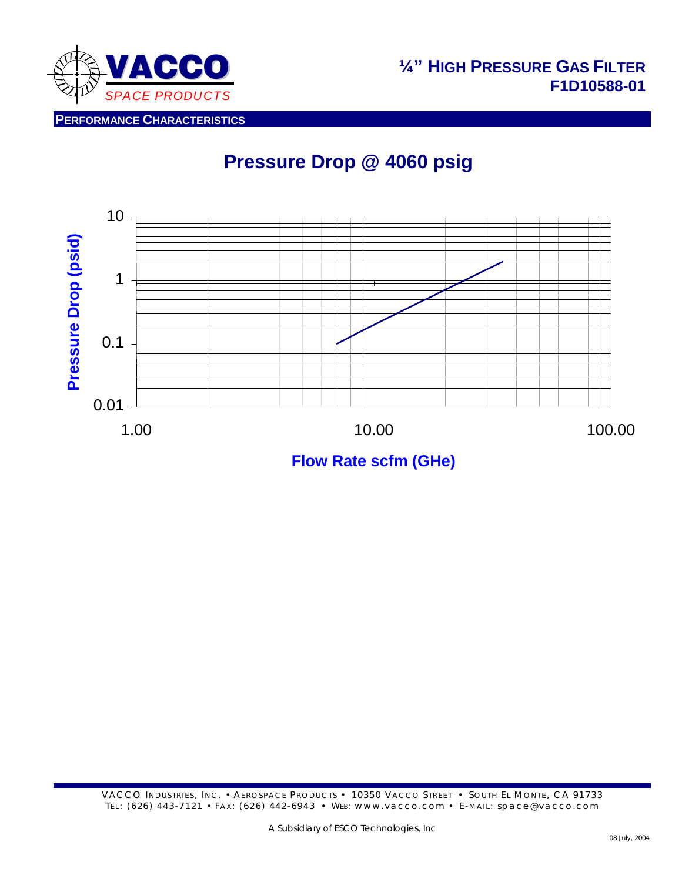# ¼" HIGH PRESSURE GAS FILTER
# F1D10588-01

VACCO
*SPACE PRODUCTS*

**PERFORMANCE CHARACTERISTICS**

## Pressure Drop @ 4060 psig

Pressure Drop (psid)

10
1
0.1
0.01

1.00
10.00
100.00

Flow Rate scfm (GHe)

VACCO INDUSTRIES, INC. • AEROSPACE PRODUCTS • 10350 VACCO STREET • SOUTH EL MONTE, CA 91733
TEL: (626) 443-7121 • FAX: (626) 442-6943 • WEB: www.vacco.com • E-MAIL: space@vacco.com

A Subsidiary of ESCO Technologies, Inc

08 July, 2004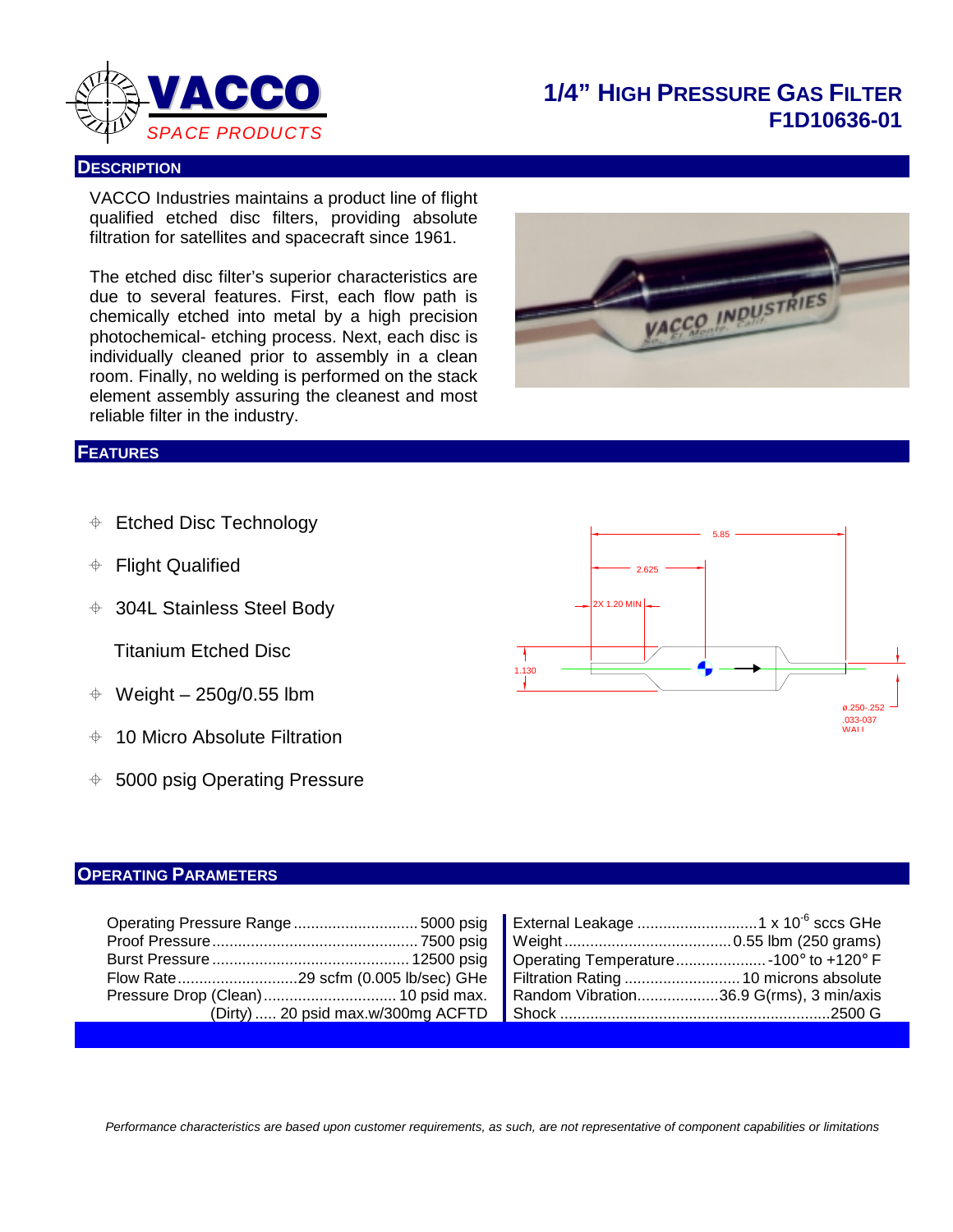# VACCO

SPACE PRODUCTS

## 1/4" HIGH PRESSURE GAS FILTER
## F1D10636-01

## DESCRIPTION

VACCO Industries maintains a product line of flight qualified etched disc filters, providing absolute filtration for satellites and spacecraft since 1961.

The etched disc filter's superior characteristics are due to several features. First, each flow path is chemically etched into metal by a high precision photochemical- etching process. Next, each disc is individually cleaned prior to assembly in a clean room. Finally, no welding is performed on the stack element assembly assuring the cleanest and most reliable filter in the industry.

## FEATURES

- Etched Disc Technology
- Flight Qualified
- 304L Stainless Steel Body

  Titanium Etched Disc
- Weight – 250g/0.55 lbm
- 10 Micro Absolute Filtration
- 5000 psig Operating Pressure

5.85
2.625
2X 1.20 MIN
1.130
ø.250-.252
.033-037
WALL

## OPERATING PARAMETERS

| | |
|---|---|
| Operating Pressure Range: 5000 psig | External Leakage: $1 \times 10^{-6}$ sccs GHe |
| Proof Pressure: 7500 psig | Weight: 0.55 lbm (250 grams) |
| Burst Pressure: 12500 psig | Operating Temperature: -100° to +120° F |
| Flow Rate: 29 scfm (0.005 lb/sec) GHe | Filtration Rating: 10 microns absolute |
| Pressure Drop (Clean): 10 psid max. | Random Vibration: 36.9 G(rms), 3 min/axis |
| (Dirty): 20 psid max.w/300mg ACFTD | Shock: 2500 G |

*Performance characteristics are based upon customer requirements, as such, are not representative of component capabilities or limitations*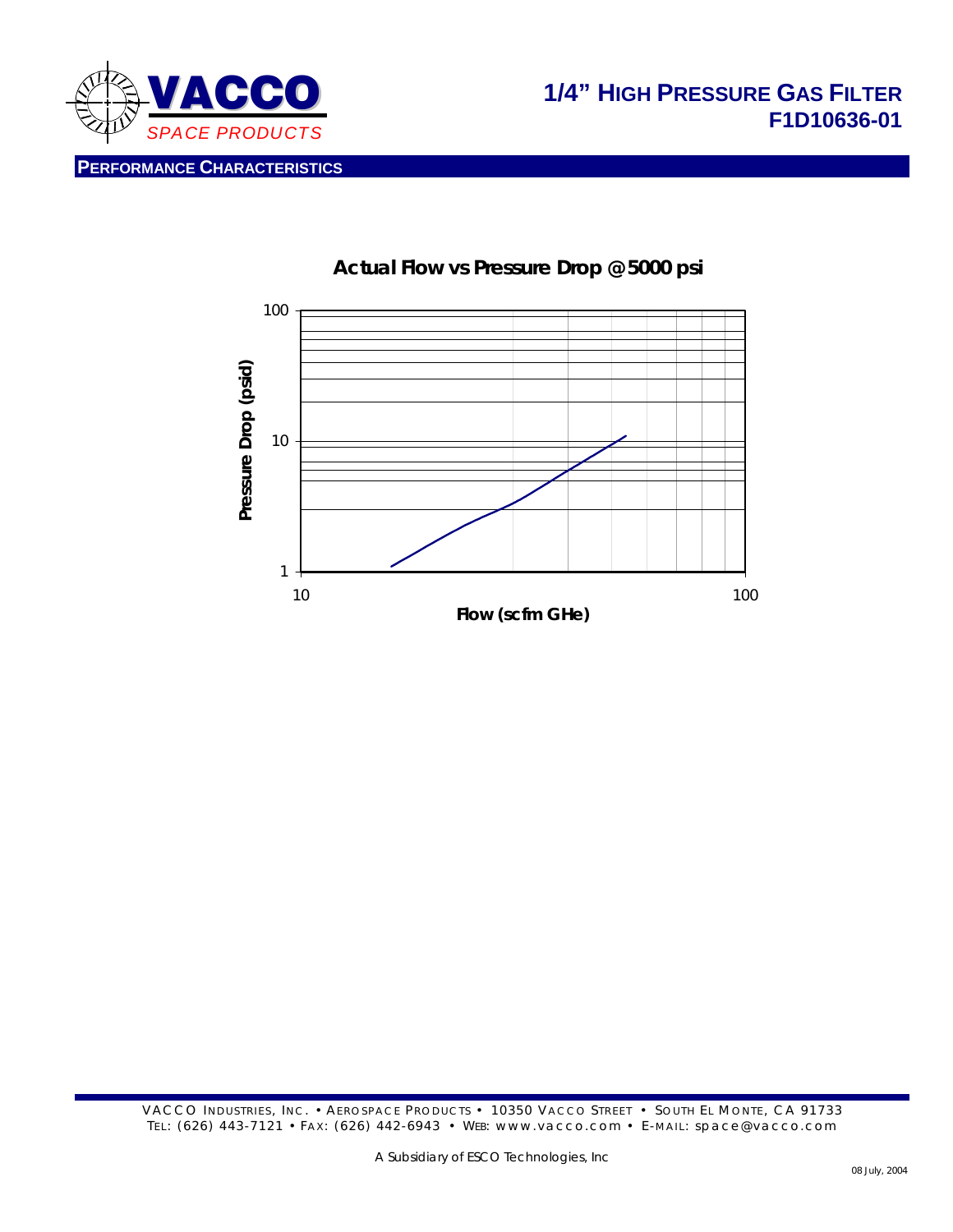# 1/4" HIGH PRESSURE GAS FILTER
## F1D10636-01

## PERFORMANCE CHARACTERISTICS

**Actual Flow vs Pressure Drop @ 5000 psi**

100

10

1

10

100

**Pressure Drop (psid)**

**Flow (scfm GHe)**

VACCO INDUSTRIES, INC. • AEROSPACE PRODUCTS • 10350 VACCO STREET • SOUTH EL MONTE, CA 91733
TEL: (626) 443-7121 • FAX: (626) 442-6943 • WEB: www.vacco.com • E-MAIL: space@vacco.com

A Subsidiary of ESCO Technologies, Inc

08 July, 2004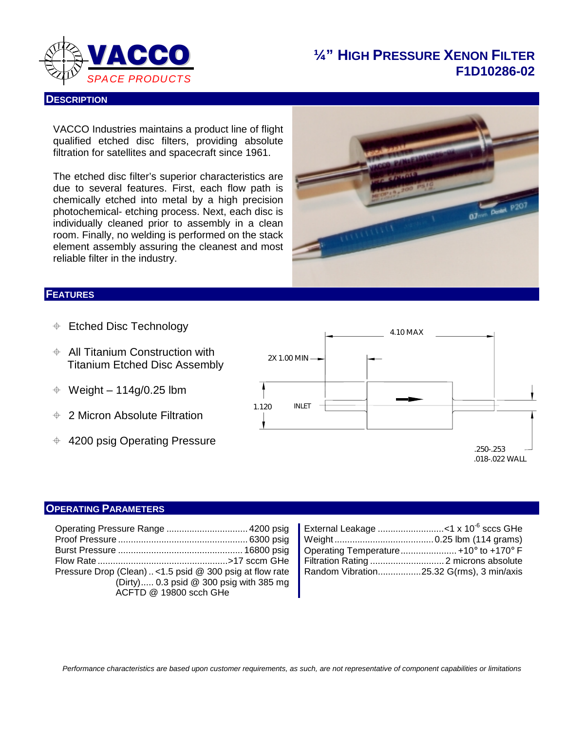VACCO
*SPACE PRODUCTS*

# ¼" High Pressure Xenon Filter
# F1D10286-02

## Description

VACCO Industries maintains a product line of flight qualified etched disc filters, providing absolute filtration for satellites and spacecraft since 1961.

The etched disc filter's superior characteristics are due to several features. First, each flow path is chemically etched into metal by a high precision photochemical- etching process. Next, each disc is individually cleaned prior to assembly in a clean room. Finally, no welding is performed on the stack element assembly assuring the cleanest and most reliable filter in the industry.

## Features

- Etched Disc Technology
- All Titanium Construction with Titanium Etched Disc Assembly
- Weight – 114g/0.25 lbm
- 2 Micron Absolute Filtration
- 4200 psig Operating Pressure

4.10 MAX
2X 1.00 MIN
1.120
INLET
.250-.253
.018-.022 WALL

## Operating Parameters

| | |
|---|---|
| Operating Pressure Range | 4200 psig |
| Proof Pressure | 6300 psig |
| Burst Pressure | 16800 psig |
| Flow Rate | >17 sccm GHe |
| Pressure Drop (Clean) | <1.5 psid @ 300 psig at flow rate |
| (Dirty) | 0.3 psid @ 300 psig with 385 mg ACFTD @ 19800 scch GHe |
| External Leakage | <1 x $10^{-6}$ sccs GHe |
| Weight | 0.25 lbm (114 grams) |
| Operating Temperature | +10° to +170° F |
| Filtration Rating | 2 microns absolute |
| Random Vibration | 25.32 G(rms), 3 min/axis |

*Performance characteristics are based upon customer requirements, as such, are not representative of component capabilities or limitations*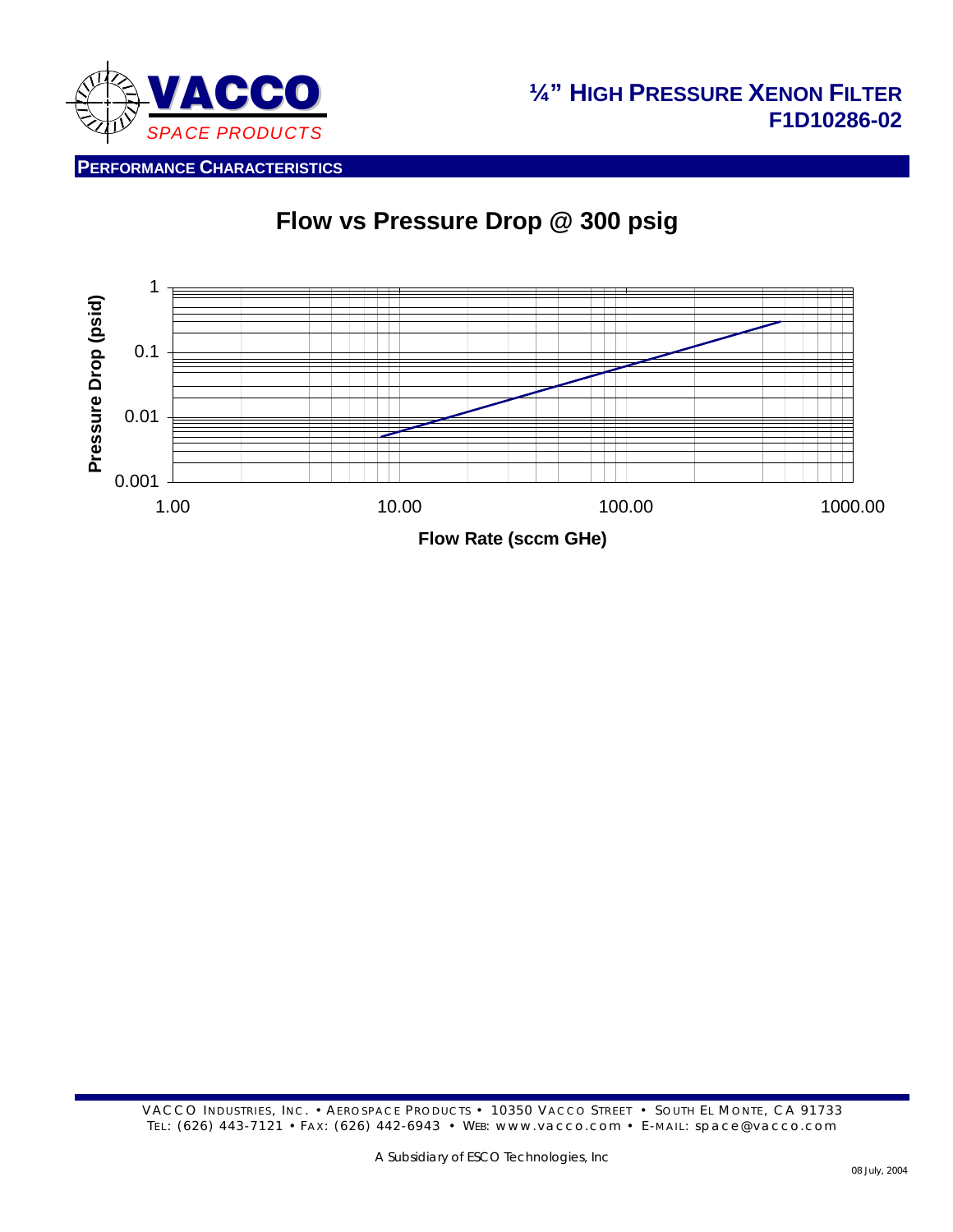# ¼" HIGH PRESSURE XENON FILTER
# F1D10286-02

## PERFORMANCE CHARACTERISTICS

**Flow vs Pressure Drop @ 300 psig**

Pressure Drop (psid)

1

0.1

0.01

0.001

1.00

10.00

100.00

1000.00

Flow Rate (sccm GHe)

VACCO INDUSTRIES, INC. • AEROSPACE PRODUCTS • 10350 VACCO STREET • SOUTH EL MONTE, CA 91733
TEL: (626) 443-7121 • FAX: (626) 442-6943 • WEB: www.vacco.com • E-MAIL: space@vacco.com

A Subsidiary of ESCO Technologies, Inc

08 July, 2004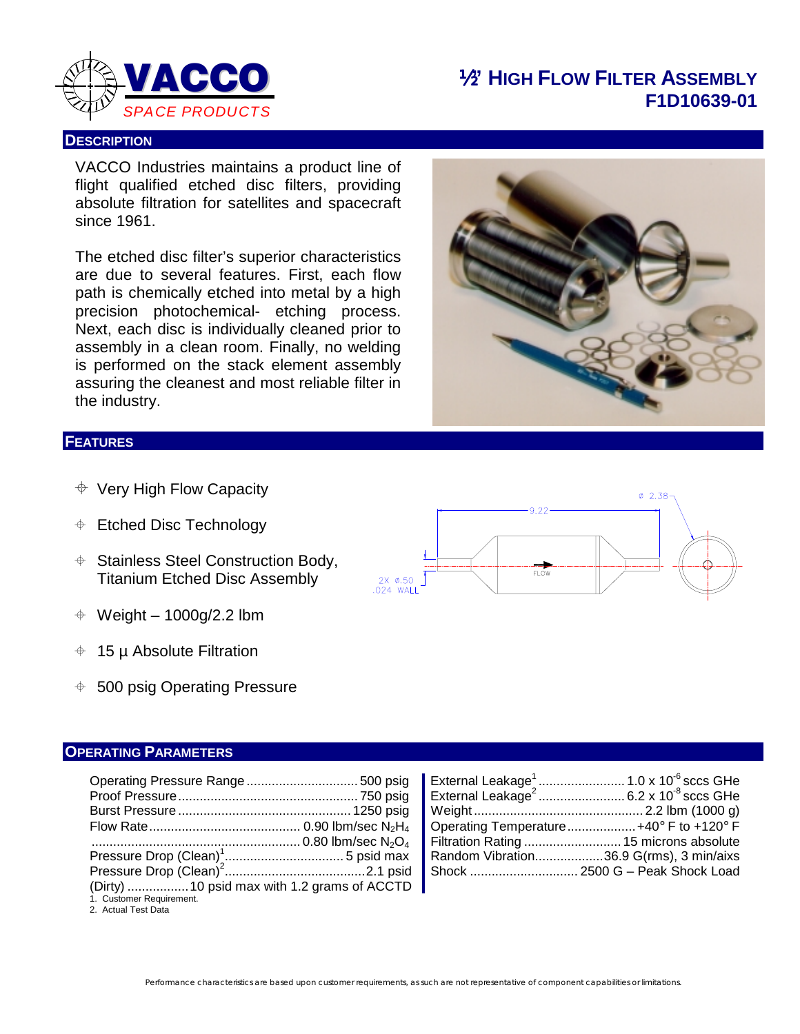# ½" HIGH FLOW FILTER ASSEMBLY
# F1D10639-01

VACCO
*SPACE PRODUCTS*

## DESCRIPTION

VACCO Industries maintains a product line of flight qualified etched disc filters, providing absolute filtration for satellites and spacecraft since 1961.

The etched disc filter's superior characteristics are due to several features. First, each flow path is chemically etched into metal by a high precision photochemical- etching process. Next, each disc is individually cleaned prior to assembly in a clean room. Finally, no welding is performed on the stack element assembly assuring the cleanest and most reliable filter in the industry.

## FEATURES

- Very High Flow Capacity
- Etched Disc Technology
- Stainless Steel Construction Body, Titanium Etched Disc Assembly
- Weight – 1000g/2.2 lbm
- 15 µ Absolute Filtration
- 500 psig Operating Pressure

9.22
ø 2.38
FLOW
2X ø.50
.024 WALL

## OPERATING PARAMETERS

Operating Pressure Range .............................. 500 psig
Proof Pressure .............................................. 750 psig
Burst Pressure ............................................ 1250 psig
Flow Rate ......................................... 0.90 lbm/sec $N_2H_4$
......................................................... 0.80 lbm/sec $N_2O_4$
Pressure Drop (Clean)[1] ................................ 5 psid max
Pressure Drop (Clean)[2] ...................................... 2.1 psid
(Dirty) ................. 10 psid max with 1.2 grams of ACCTD

1. Customer Requirement.
2. Actual Test Data

External Leakage[1] ........................ $1.0 \times 10^{-6}$ sccs GHe
External Leakage[2] ........................ $6.2 \times 10^{-8}$ sccs GHe
Weight ............................................... 2.2 lbm (1000 g)
Operating Temperature ................... +40° F to +120° F
Filtration Rating ........................... 15 microns absolute
Random Vibration................... 36.9 G(rms), 3 min/aixs
Shock ............................. 2500 G – Peak Shock Load

Performance characteristics are based upon customer requirements, as such are not representative of component capabilities or limitations.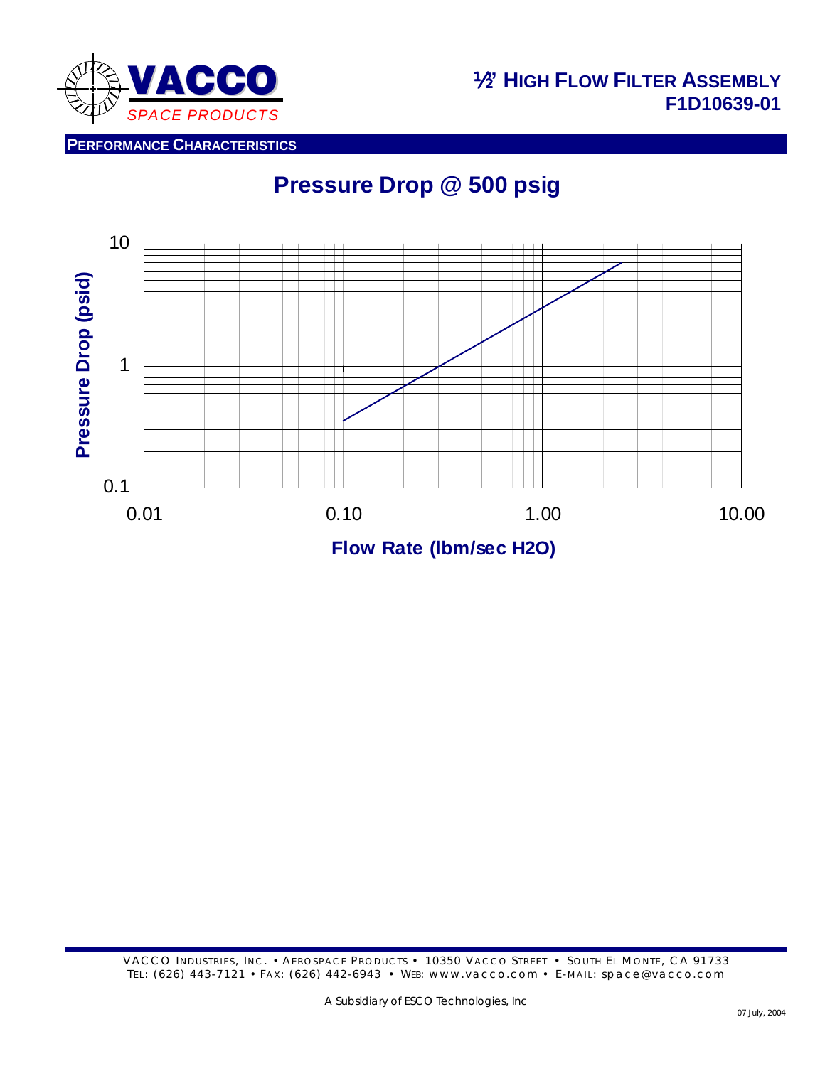# ½" HIGH FLOW FILTER ASSEMBLY
## F1D10639-01

**PERFORMANCE CHARACTERISTICS**

## Pressure Drop @ 500 psig

Pressure Drop (psid)

10

1

0.1

0.01

0.10

1.00

10.00

Flow Rate (lbm/sec H2O)

VACCO INDUSTRIES, INC. • AEROSPACE PRODUCTS • 10350 VACCO STREET • SOUTH EL MONTE, CA 91733
TEL: (626) 443-7121 • FAX: (626) 442-6943 • WEB: www.vacco.com • E-MAIL: space@vacco.com

A Subsidiary of ESCO Technologies, Inc

07 July, 2004